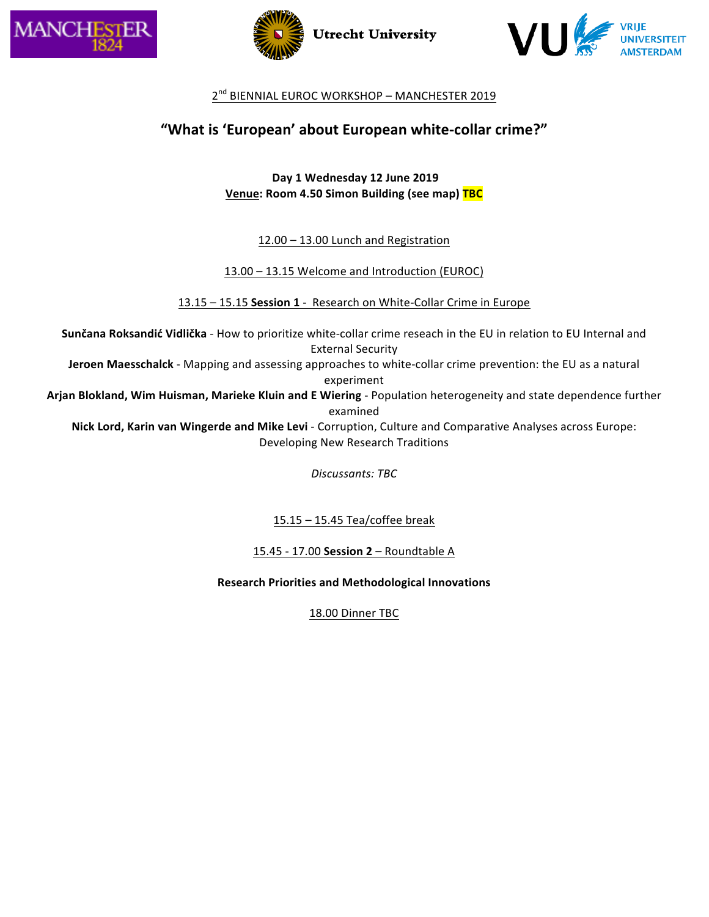2nd BIENNIAL EUROC WORKSHOP – MANCHESTER 2019

# "What is 'European' about European white-collar crime?"

**Day 1 Wednesday 12 June 2019**
**Venue: Room 4.50 Simon Building (see map) TBC**

12.00 – 13.00 Lunch and Registration

13.00 – 13.15 Welcome and Introduction (EUROC)

13.15 – 15.15 **Session 1** - Research on White-Collar Crime in Europe

**Sunčana Roksandić Vidlička** - How to prioritize white-collar crime reseach in the EU in relation to EU Internal and External Security

**Jeroen Maesschalck** - Mapping and assessing approaches to white-collar crime prevention: the EU as a natural experiment

**Arjan Blokland, Wim Huisman, Marieke Kluin and E Wiering** - Population heterogeneity and state dependence further examined

**Nick Lord, Karin van Wingerde and Mike Levi** - Corruption, Culture and Comparative Analyses across Europe: Developing New Research Traditions

*Discussants: TBC*

15.15 – 15.45 Tea/coffee break

15.45 - 17.00 **Session 2** – Roundtable A

**Research Priorities and Methodological Innovations**

18.00 Dinner TBC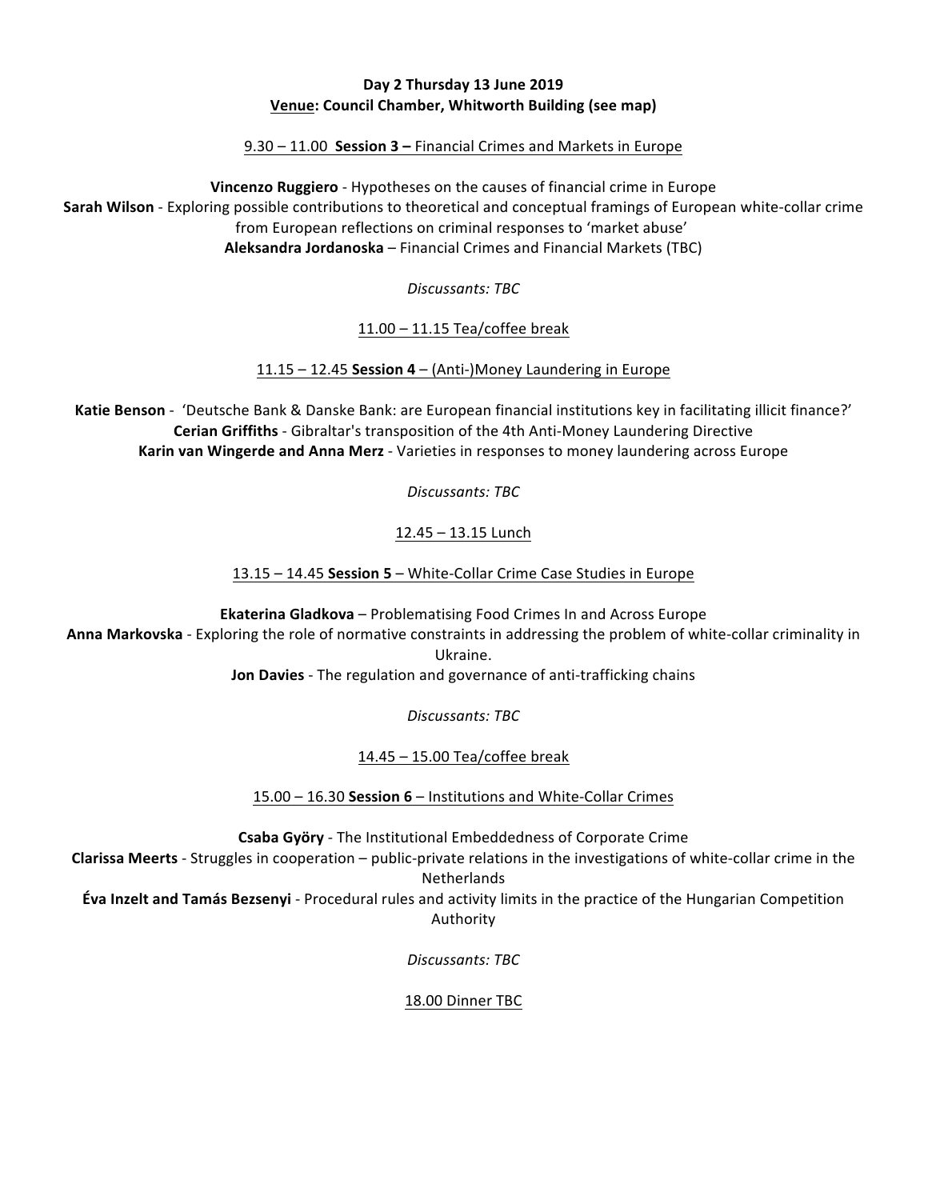**Day 2 Thursday 13 June 2019**

**Venue: Council Chamber, Whitworth Building (see map)**

9.30 – 11.00 **Session 3 –** Financial Crimes and Markets in Europe

**Vincenzo Ruggiero** - Hypotheses on the causes of financial crime in Europe

**Sarah Wilson** - Exploring possible contributions to theoretical and conceptual framings of European white-collar crime from European reflections on criminal responses to 'market abuse'

**Aleksandra Jordanoska** – Financial Crimes and Financial Markets (TBC)

*Discussants: TBC*

11.00 – 11.15 Tea/coffee break

11.15 – 12.45 **Session 4** – (Anti-)Money Laundering in Europe

**Katie Benson** - 'Deutsche Bank & Danske Bank: are European financial institutions key in facilitating illicit finance?'

**Cerian Griffiths** - Gibraltar's transposition of the 4th Anti-Money Laundering Directive

**Karin van Wingerde and Anna Merz** - Varieties in responses to money laundering across Europe

*Discussants: TBC*

12.45 – 13.15 Lunch

13.15 – 14.45 **Session 5** – White-Collar Crime Case Studies in Europe

**Ekaterina Gladkova** – Problematising Food Crimes In and Across Europe

**Anna Markovska** - Exploring the role of normative constraints in addressing the problem of white-collar criminality in Ukraine.

**Jon Davies** - The regulation and governance of anti-trafficking chains

*Discussants: TBC*

14.45 – 15.00 Tea/coffee break

15.00 – 16.30 **Session 6** – Institutions and White-Collar Crimes

**Csaba Győry** - The Institutional Embeddedness of Corporate Crime

**Clarissa Meerts** - Struggles in cooperation – public-private relations in the investigations of white-collar crime in the Netherlands

**Éva Inzelt and Tamás Bezsenyi** - Procedural rules and activity limits in the practice of the Hungarian Competition Authority

*Discussants: TBC*

18.00 Dinner TBC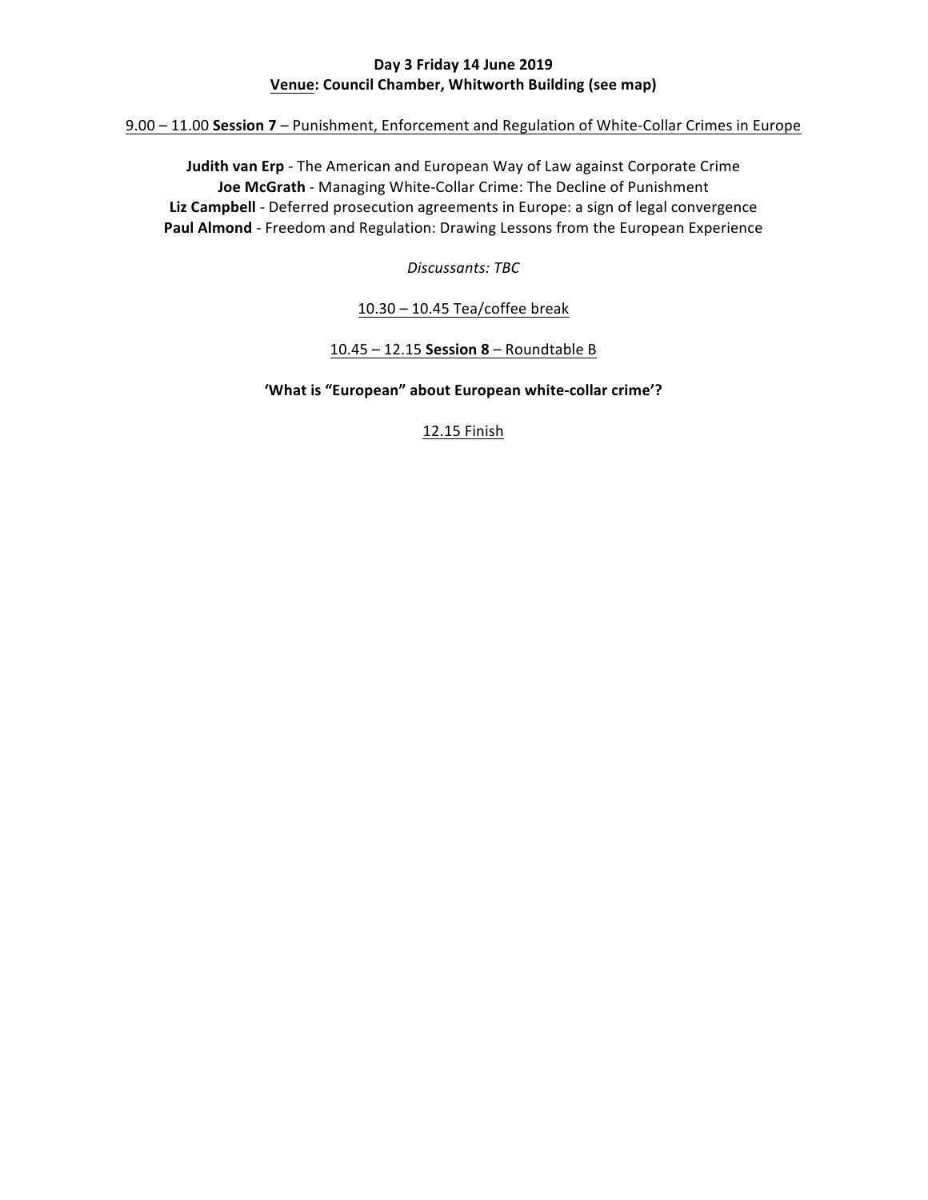**Day 3 Friday 14 June 2019**
**Venue: Council Chamber, Whitworth Building (see map)**

9.00 – 11.00 **Session 7** – Punishment, Enforcement and Regulation of White-Collar Crimes in Europe

**Judith van Erp** - The American and European Way of Law against Corporate Crime
**Joe McGrath** - Managing White-Collar Crime: The Decline of Punishment
**Liz Campbell** - Deferred prosecution agreements in Europe: a sign of legal convergence
**Paul Almond** - Freedom and Regulation: Drawing Lessons from the European Experience

*Discussants: TBC*

10.30 – 10.45 Tea/coffee break

10.45 – 12.15 **Session 8** – Roundtable B

**'What is "European" about European white-collar crime'?**

12.15 Finish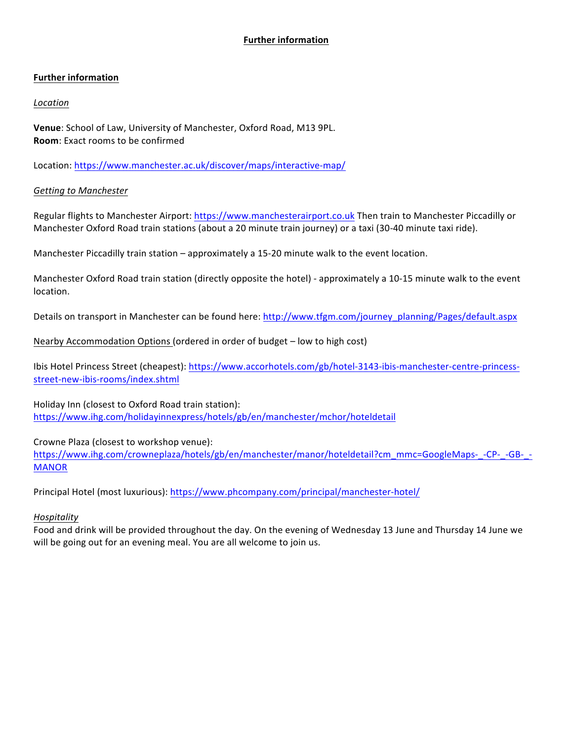**Further information**

**Further information**

*Location*

**Venue**: School of Law, University of Manchester, Oxford Road, M13 9PL.
**Room**: Exact rooms to be confirmed

Location: https://www.manchester.ac.uk/discover/maps/interactive-map/

*Getting to Manchester*

Regular flights to Manchester Airport: https://www.manchesterairport.co.uk Then train to Manchester Piccadilly or Manchester Oxford Road train stations (about a 20 minute train journey) or a taxi (30-40 minute taxi ride).

Manchester Piccadilly train station – approximately a 15-20 minute walk to the event location.

Manchester Oxford Road train station (directly opposite the hotel) - approximately a 10-15 minute walk to the event location.

Details on transport in Manchester can be found here: http://www.tfgm.com/journey_planning/Pages/default.aspx

Nearby Accommodation Options (ordered in order of budget – low to high cost)

Ibis Hotel Princess Street (cheapest): https://www.accorhotels.com/gb/hotel-3143-ibis-manchester-centre-princess-street-new-ibis-rooms/index.shtml

Holiday Inn (closest to Oxford Road train station):
https://www.ihg.com/holidayinnexpress/hotels/gb/en/manchester/mchor/hoteldetail

Crowne Plaza (closest to workshop venue):
https://www.ihg.com/crowneplaza/hotels/gb/en/manchester/manor/hoteldetail?cm_mmc=GoogleMaps-_-CP-_-GB-_-MANOR

Principal Hotel (most luxurious): https://www.phcompany.com/principal/manchester-hotel/

*Hospitality*

Food and drink will be provided throughout the day. On the evening of Wednesday 13 June and Thursday 14 June we will be going out for an evening meal. You are all welcome to join us.